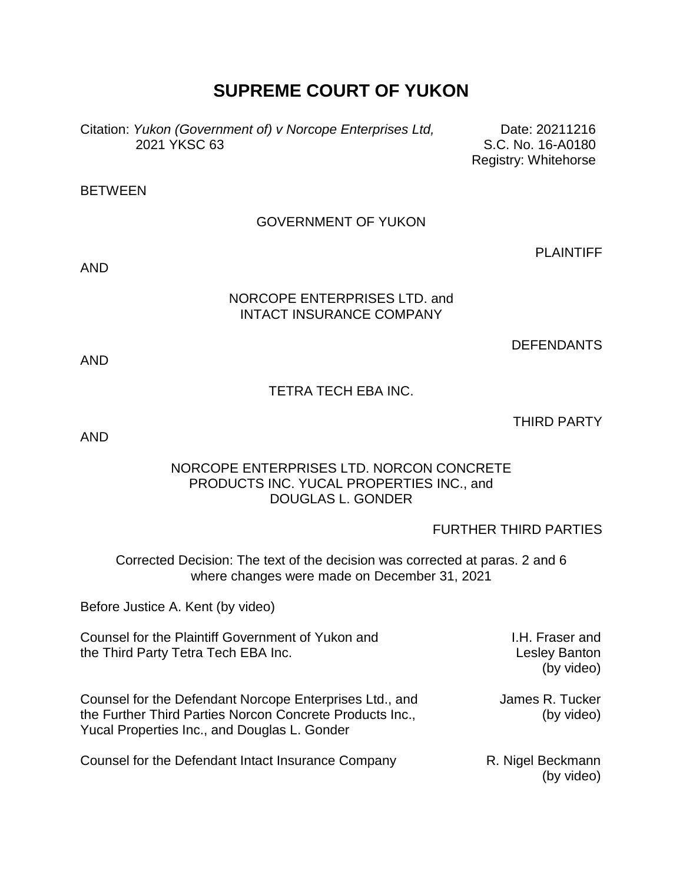# SUPREME COURT OF YUKON

Citation: *Yukon (Government of) v Norcope Enterprises Ltd,* 2021 YKSC 63

Date: 20211216
S.C. No. 16-A0180
Registry: Whitehorse

BETWEEN

GOVERNMENT OF YUKON

PLAINTIFF

AND

NORCOPE ENTERPRISES LTD. and
INTACT INSURANCE COMPANY

DEFENDANTS

AND

TETRA TECH EBA INC.

THIRD PARTY

AND

NORCOPE ENTERPRISES LTD. NORCON CONCRETE PRODUCTS INC. YUCAL PROPERTIES INC., and DOUGLAS L. GONDER

FURTHER THIRD PARTIES

Corrected Decision: The text of the decision was corrected at paras. 2 and 6 where changes were made on December 31, 2021

Before Justice A. Kent (by video)

| | |
|---|---|
| Counsel for the Plaintiff Government of Yukon and the Third Party Tetra Tech EBA Inc. | I.H. Fraser and Lesley Banton (by video) |
| Counsel for the Defendant Norcope Enterprises Ltd., and the Further Third Parties Norcon Concrete Products Inc., Yucal Properties Inc., and Douglas L. Gonder | James R. Tucker (by video) |
| Counsel for the Defendant Intact Insurance Company | R. Nigel Beckmann (by video) |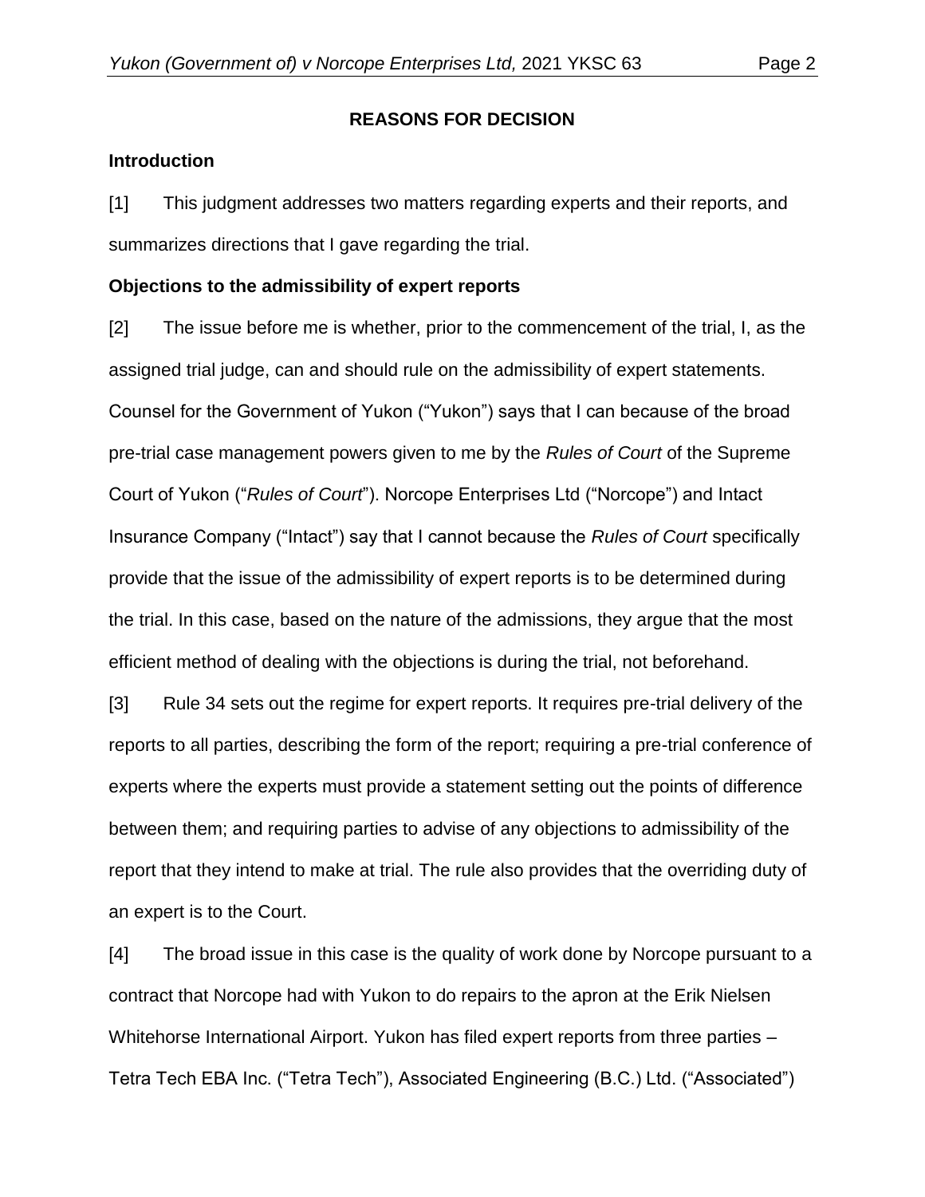## REASONS FOR DECISION

### Introduction

[1] This judgment addresses two matters regarding experts and their reports, and summarizes directions that I gave regarding the trial.

### Objections to the admissibility of expert reports

[2] The issue before me is whether, prior to the commencement of the trial, I, as the assigned trial judge, can and should rule on the admissibility of expert statements. Counsel for the Government of Yukon ("Yukon") says that I can because of the broad pre-trial case management powers given to me by the *Rules of Court* of the Supreme Court of Yukon ("*Rules of Court*"). Norcope Enterprises Ltd ("Norcope") and Intact Insurance Company ("Intact") say that I cannot because the *Rules of Court* specifically provide that the issue of the admissibility of expert reports is to be determined during the trial. In this case, based on the nature of the admissions, they argue that the most efficient method of dealing with the objections is during the trial, not beforehand.

[3] Rule 34 sets out the regime for expert reports. It requires pre-trial delivery of the reports to all parties, describing the form of the report; requiring a pre-trial conference of experts where the experts must provide a statement setting out the points of difference between them; and requiring parties to advise of any objections to admissibility of the report that they intend to make at trial. The rule also provides that the overriding duty of an expert is to the Court.

[4] The broad issue in this case is the quality of work done by Norcope pursuant to a contract that Norcope had with Yukon to do repairs to the apron at the Erik Nielsen Whitehorse International Airport. Yukon has filed expert reports from three parties – Tetra Tech EBA Inc. ("Tetra Tech"), Associated Engineering (B.C.) Ltd. ("Associated")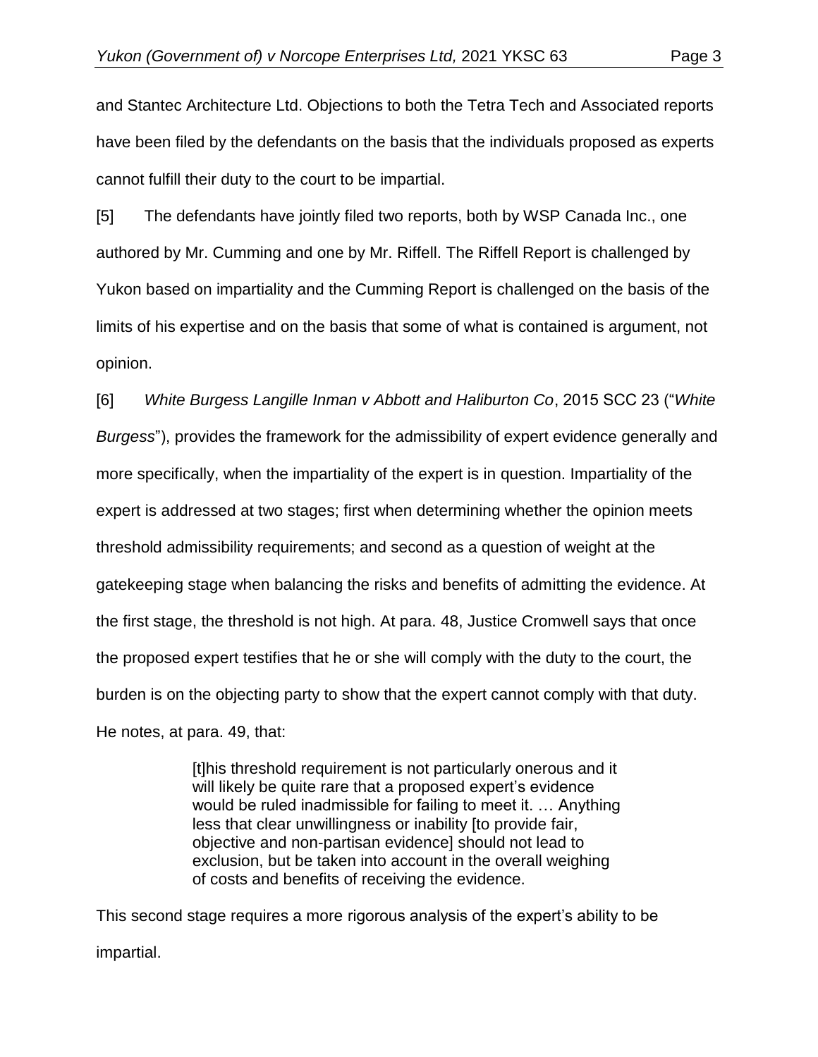and Stantec Architecture Ltd. Objections to both the Tetra Tech and Associated reports have been filed by the defendants on the basis that the individuals proposed as experts cannot fulfill their duty to the court to be impartial.

[5] The defendants have jointly filed two reports, both by WSP Canada Inc., one authored by Mr. Cumming and one by Mr. Riffell. The Riffell Report is challenged by Yukon based on impartiality and the Cumming Report is challenged on the basis of the limits of his expertise and on the basis that some of what is contained is argument, not opinion.

[6] *White Burgess Langille Inman v Abbott and Haliburton Co*, 2015 SCC 23 ("*White Burgess*"), provides the framework for the admissibility of expert evidence generally and more specifically, when the impartiality of the expert is in question. Impartiality of the expert is addressed at two stages; first when determining whether the opinion meets threshold admissibility requirements; and second as a question of weight at the gatekeeping stage when balancing the risks and benefits of admitting the evidence. At the first stage, the threshold is not high. At para. 48, Justice Cromwell says that once the proposed expert testifies that he or she will comply with the duty to the court, the burden is on the objecting party to show that the expert cannot comply with that duty. He notes, at para. 49, that:

> [t]his threshold requirement is not particularly onerous and it will likely be quite rare that a proposed expert's evidence would be ruled inadmissible for failing to meet it. … Anything less that clear unwillingness or inability [to provide fair, objective and non-partisan evidence] should not lead to exclusion, but be taken into account in the overall weighing of costs and benefits of receiving the evidence.

This second stage requires a more rigorous analysis of the expert's ability to be impartial.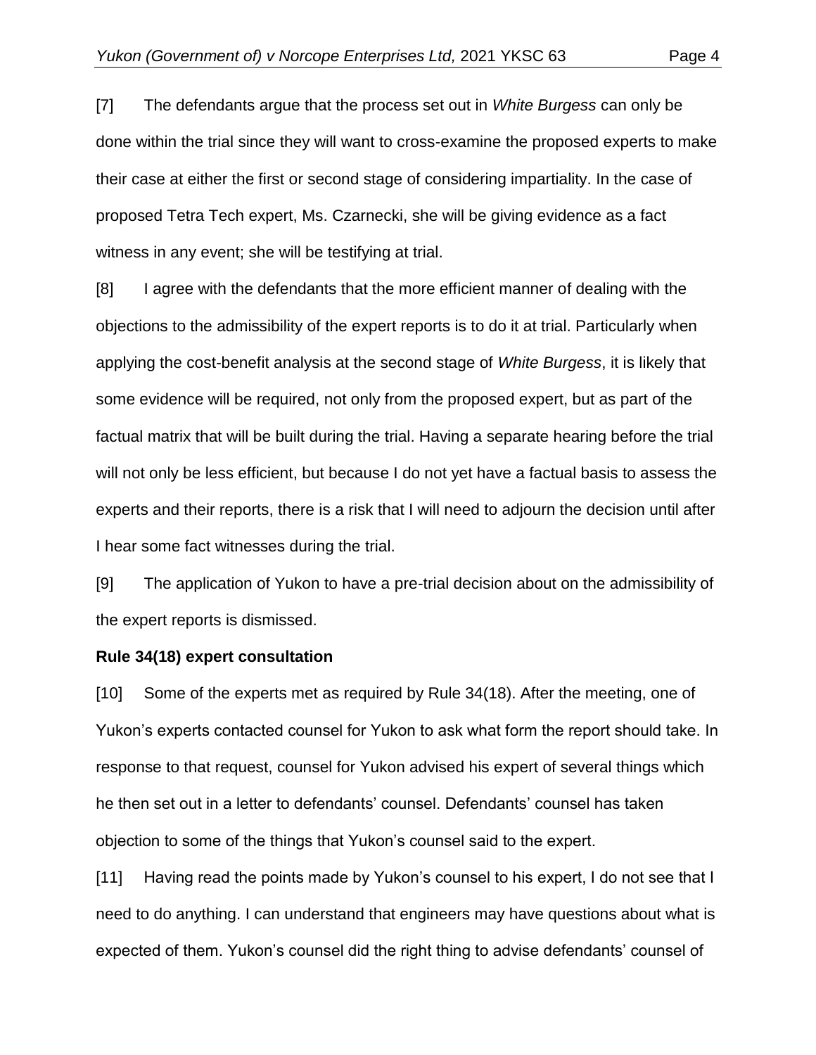[7] The defendants argue that the process set out in *White Burgess* can only be done within the trial since they will want to cross-examine the proposed experts to make their case at either the first or second stage of considering impartiality. In the case of proposed Tetra Tech expert, Ms. Czarnecki, she will be giving evidence as a fact witness in any event; she will be testifying at trial.

[8] I agree with the defendants that the more efficient manner of dealing with the objections to the admissibility of the expert reports is to do it at trial. Particularly when applying the cost-benefit analysis at the second stage of *White Burgess*, it is likely that some evidence will be required, not only from the proposed expert, but as part of the factual matrix that will be built during the trial. Having a separate hearing before the trial will not only be less efficient, but because I do not yet have a factual basis to assess the experts and their reports, there is a risk that I will need to adjourn the decision until after I hear some fact witnesses during the trial.

[9] The application of Yukon to have a pre-trial decision about on the admissibility of the expert reports is dismissed.

**Rule 34(18) expert consultation**

[10] Some of the experts met as required by Rule 34(18). After the meeting, one of Yukon's experts contacted counsel for Yukon to ask what form the report should take. In response to that request, counsel for Yukon advised his expert of several things which he then set out in a letter to defendants' counsel. Defendants' counsel has taken objection to some of the things that Yukon's counsel said to the expert.

[11] Having read the points made by Yukon's counsel to his expert, I do not see that I need to do anything. I can understand that engineers may have questions about what is expected of them. Yukon's counsel did the right thing to advise defendants' counsel of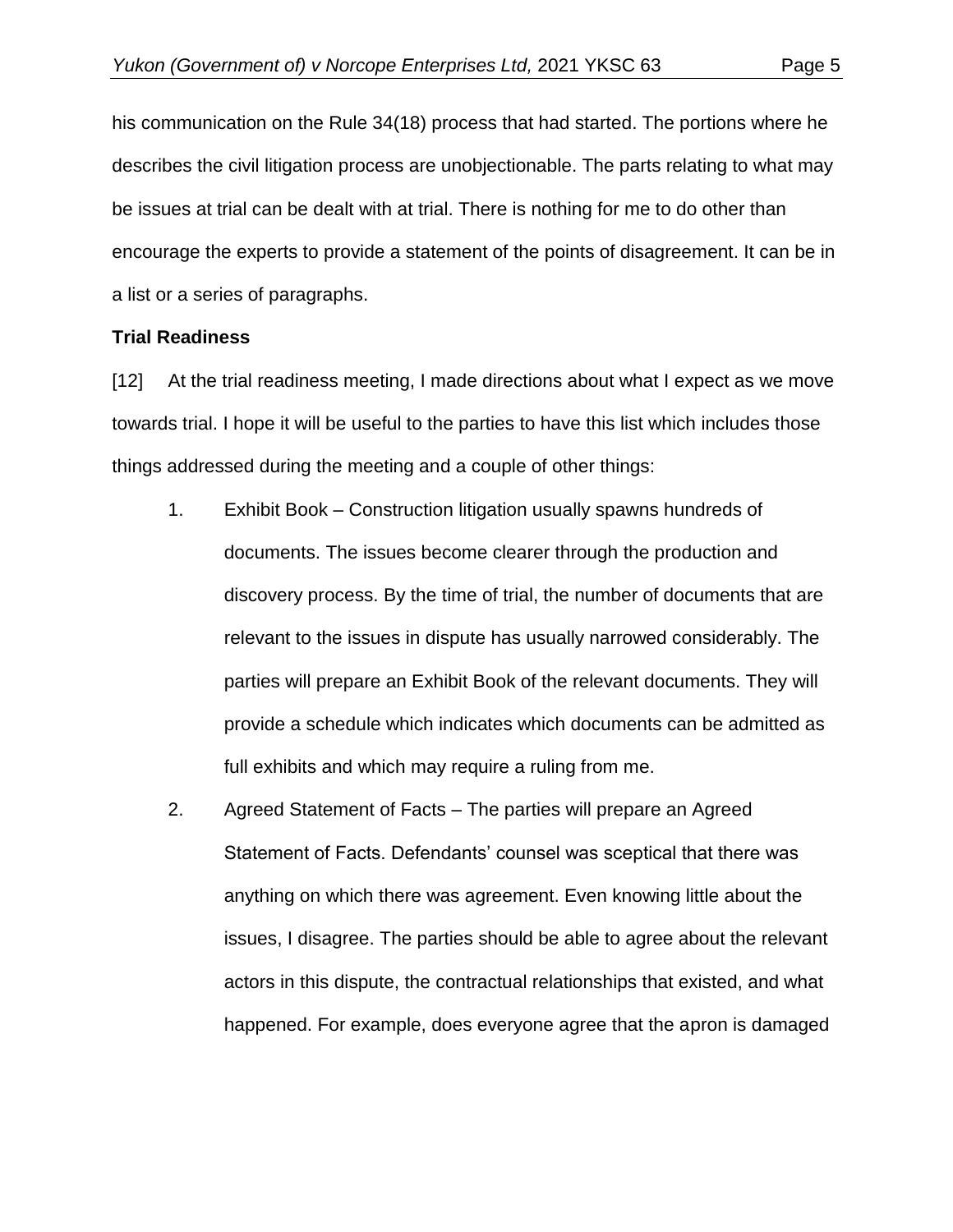his communication on the Rule 34(18) process that had started. The portions where he describes the civil litigation process are unobjectionable. The parts relating to what may be issues at trial can be dealt with at trial. There is nothing for me to do other than encourage the experts to provide a statement of the points of disagreement. It can be in a list or a series of paragraphs.

**Trial Readiness**

[12] At the trial readiness meeting, I made directions about what I expect as we move towards trial. I hope it will be useful to the parties to have this list which includes those things addressed during the meeting and a couple of other things:

1. Exhibit Book – Construction litigation usually spawns hundreds of documents. The issues become clearer through the production and discovery process. By the time of trial, the number of documents that are relevant to the issues in dispute has usually narrowed considerably. The parties will prepare an Exhibit Book of the relevant documents. They will provide a schedule which indicates which documents can be admitted as full exhibits and which may require a ruling from me.

2. Agreed Statement of Facts – The parties will prepare an Agreed Statement of Facts. Defendants' counsel was sceptical that there was anything on which there was agreement. Even knowing little about the issues, I disagree. The parties should be able to agree about the relevant actors in this dispute, the contractual relationships that existed, and what happened. For example, does everyone agree that the apron is damaged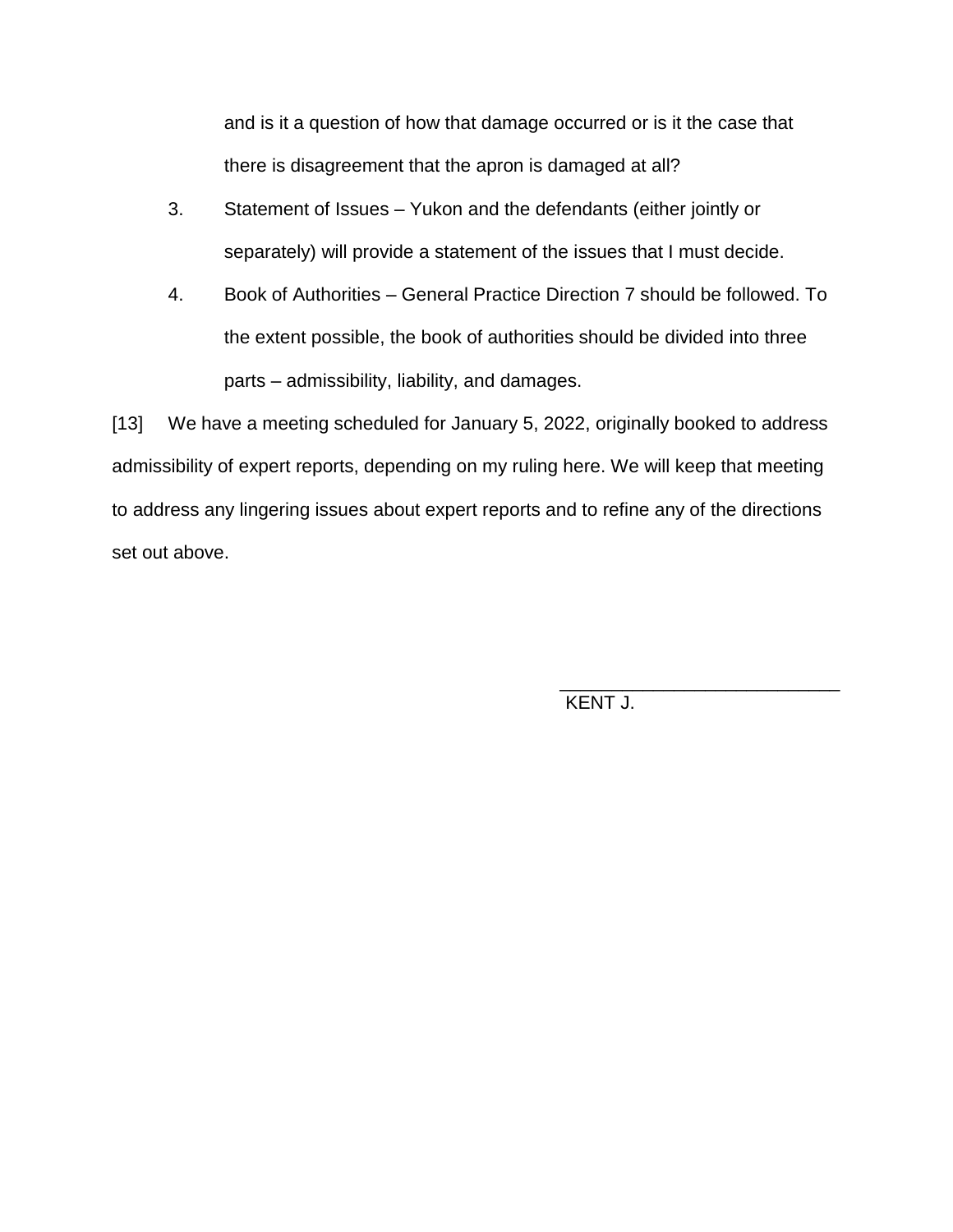and is it a question of how that damage occurred or is it the case that there is disagreement that the apron is damaged at all?

3. Statement of Issues – Yukon and the defendants (either jointly or separately) will provide a statement of the issues that I must decide.

4. Book of Authorities – General Practice Direction 7 should be followed. To the extent possible, the book of authorities should be divided into three parts – admissibility, liability, and damages.

[13] We have a meeting scheduled for January 5, 2022, originally booked to address admissibility of expert reports, depending on my ruling here. We will keep that meeting to address any lingering issues about expert reports and to refine any of the directions set out above.

___________________________
KENT J.